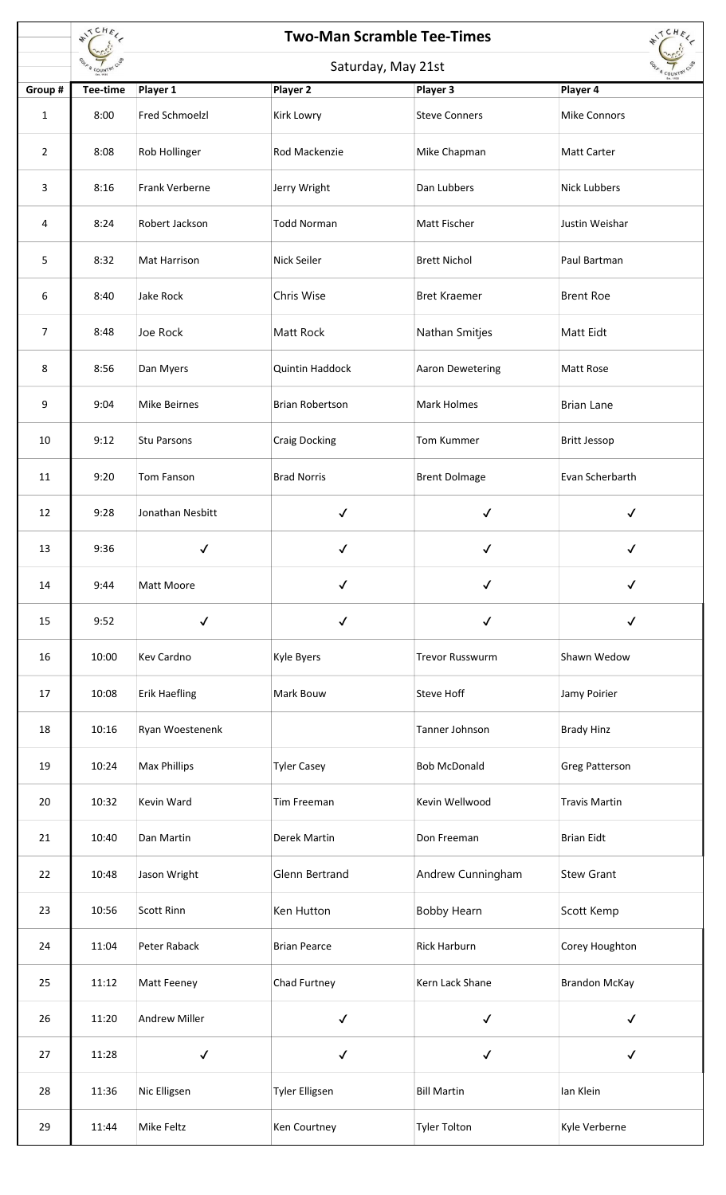# Two-Man Scramble Tee-Times

Saturday, May 21st

| Group # | Tee-time | Player 1 | Player 2 | Player 3 | Player 4 |
|---|---|---|---|---|---|
| 1 | 8:00 | Fred Schmoelzl | Kirk Lowry | Steve Conners | Mike Connors |
| 2 | 8:08 | Rob Hollinger | Rod Mackenzie | Mike Chapman | Matt Carter |
| 3 | 8:16 | Frank Verberne | Jerry Wright | Dan Lubbers | Nick Lubbers |
| 4 | 8:24 | Robert Jackson | Todd Norman | Matt Fischer | Justin Weishar |
| 5 | 8:32 | Mat Harrison | Nick Seiler | Brett Nichol | Paul Bartman |
| 6 | 8:40 | Jake Rock | Chris Wise | Bret Kraemer | Brent Roe |
| 7 | 8:48 | Joe Rock | Matt Rock | Nathan Smitjes | Matt Eidt |
| 8 | 8:56 | Dan Myers | Quintin Haddock | Aaron Dewetering | Matt Rose |
| 9 | 9:04 | Mike Beirnes | Brian Robertson | Mark Holmes | Brian Lane |
| 10 | 9:12 | Stu Parsons | Craig Docking | Tom Kummer | Britt Jessop |
| 11 | 9:20 | Tom Fanson | Brad Norris | Brent Dolmage | Evan Scherbarth |
| 12 | 9:28 | Jonathan Nesbitt | ✓ | ✓ | ✓ |
| 13 | 9:36 | ✓ | ✓ | ✓ | ✓ |
| 14 | 9:44 | Matt Moore | ✓ | ✓ | ✓ |
| 15 | 9:52 | ✓ | ✓ | ✓ | ✓ |
| 16 | 10:00 | Kev Cardno | Kyle Byers | Trevor Russwurm | Shawn Wedow |
| 17 | 10:08 | Erik Haefling | Mark Bouw | Steve Hoff | Jamy Poirier |
| 18 | 10:16 | Ryan Woestenenk | | Tanner Johnson | Brady Hinz |
| 19 | 10:24 | Max Phillips | Tyler Casey | Bob McDonald | Greg Patterson |
| 20 | 10:32 | Kevin Ward | Tim Freeman | Kevin Wellwood | Travis Martin |
| 21 | 10:40 | Dan Martin | Derek Martin | Don Freeman | Brian Eidt |
| 22 | 10:48 | Jason Wright | Glenn Bertrand | Andrew Cunningham | Stew Grant |
| 23 | 10:56 | Scott Rinn | Ken Hutton | Bobby Hearn | Scott Kemp |
| 24 | 11:04 | Peter Raback | Brian Pearce | Rick Harburn | Corey Houghton |
| 25 | 11:12 | Matt Feeney | Chad Furtney | Kern Lack Shane | Brandon McKay |
| 26 | 11:20 | Andrew Miller | ✓ | ✓ | ✓ |
| 27 | 11:28 | ✓ | ✓ | ✓ | ✓ |
| 28 | 11:36 | Nic Elligsen | Tyler Elligsen | Bill Martin | Ian Klein |
| 29 | 11:44 | Mike Feltz | Ken Courtney | Tyler Tolton | Kyle Verberne |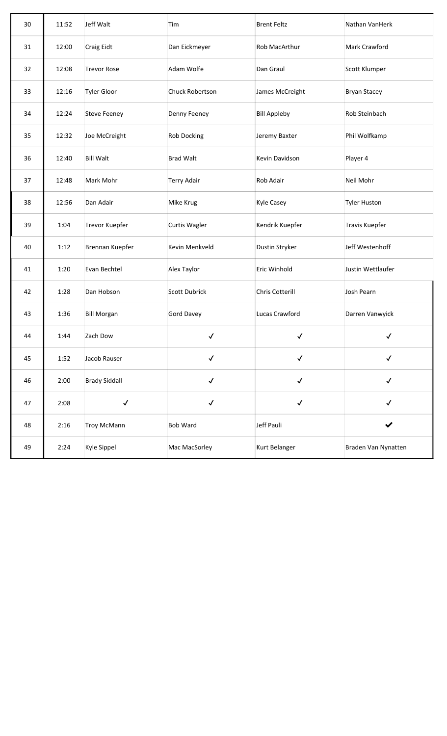| | | | | | |
|---|---|---|---|---|---|
| 30 | 11:52 | Jeff Walt | Tim | Brent Feltz | Nathan VanHerk |
| 31 | 12:00 | Craig Eidt | Dan Eickmeyer | Rob MacArthur | Mark Crawford |
| 32 | 12:08 | Trevor Rose | Adam Wolfe | Dan Graul | Scott Klumper |
| 33 | 12:16 | Tyler Gloor | Chuck Robertson | James McCreight | Bryan Stacey |
| 34 | 12:24 | Steve Feeney | Denny Feeney | Bill Appleby | Rob Steinbach |
| 35 | 12:32 | Joe McCreight | Rob Docking | Jeremy Baxter | Phil Wolfkamp |
| 36 | 12:40 | Bill Walt | Brad Walt | Kevin Davidson | Player 4 |
| 37 | 12:48 | Mark Mohr | Terry Adair | Rob Adair | Neil Mohr |
| 38 | 12:56 | Dan Adair | Mike Krug | Kyle Casey | Tyler Huston |
| 39 | 1:04 | Trevor Kuepfer | Curtis Wagler | Kendrik Kuepfer | Travis Kuepfer |
| 40 | 1:12 | Brennan Kuepfer | Kevin Menkveld | Dustin Stryker | Jeff Westenhoff |
| 41 | 1:20 | Evan Bechtel | Alex Taylor | Eric Winhold | Justin Wettlaufer |
| 42 | 1:28 | Dan Hobson | Scott Dubrick | Chris Cotterill | Josh Pearn |
| 43 | 1:36 | Bill Morgan | Gord Davey | Lucas Crawford | Darren Vanwyick |
| 44 | 1:44 | Zach Dow | ✓ | ✓ | ✓ |
| 45 | 1:52 | Jacob Rauser | ✓ | ✓ | ✓ |
| 46 | 2:00 | Brady Siddall | ✓ | ✓ | ✓ |
| 47 | 2:08 | ✓ | ✓ | ✓ | ✓ |
| 48 | 2:16 | Troy McMann | Bob Ward | Jeff Pauli | ✔ |
| 49 | 2:24 | Kyle Sippel | Mac MacSorley | Kurt Belanger | Braden Van Nynatten |